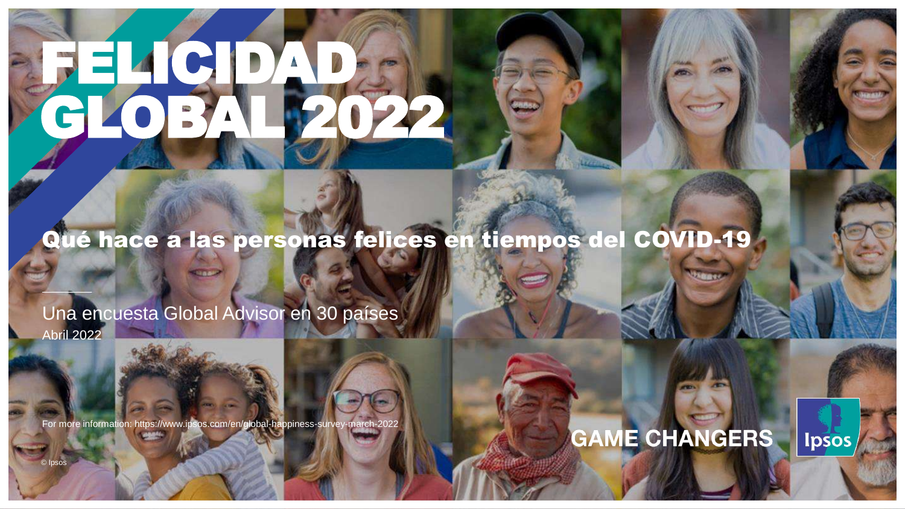# FELICIDAD GLOBAL 2022

## Qué hace a las personas felices en tiempos del COVID-19

Una encuesta Global Advisor en 30 países

Abril 2022

For more information: https://www.ipsos.com/en/global-happiness-survey-march-2022

© Ipsos

GAME CHANGERS

Ipsos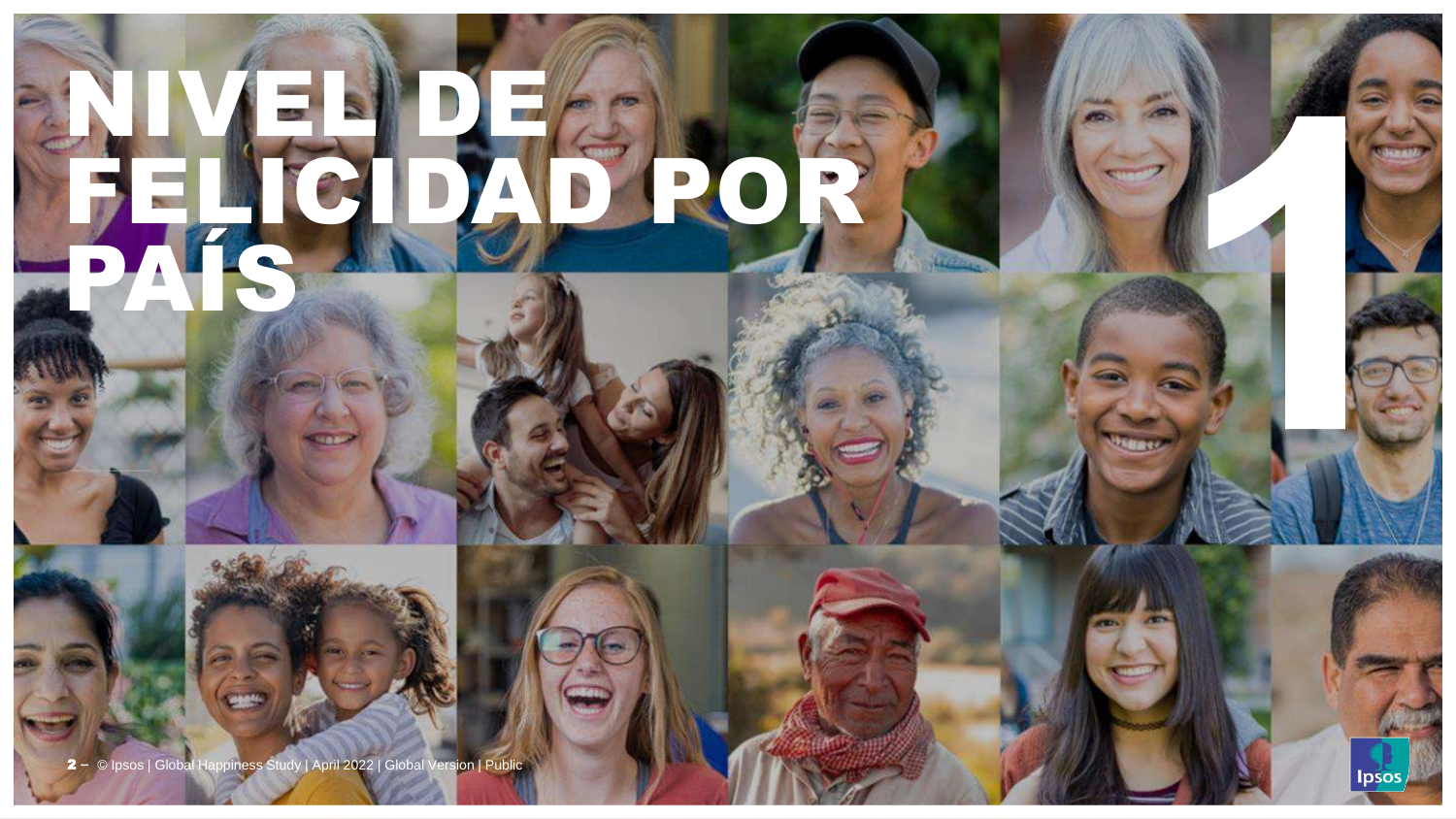# NIVEL DE FELICIDAD POR PAÍS

1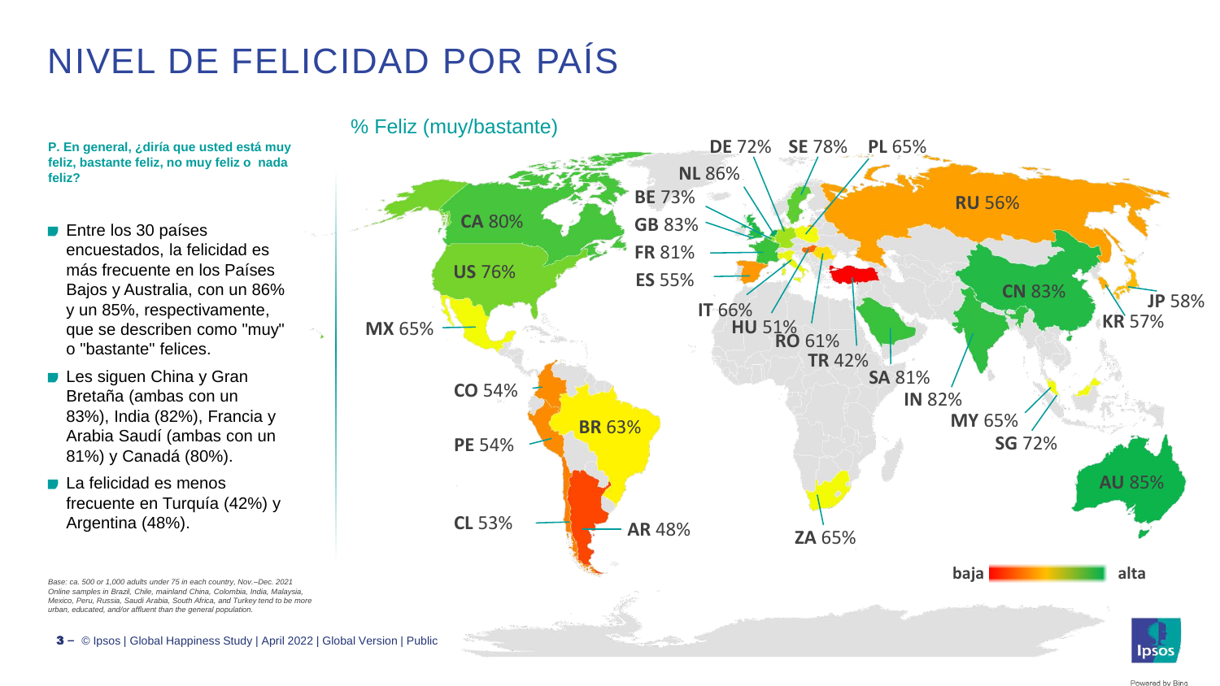# NIVEL DE FELICIDAD POR PAÍS

**P. En general, ¿diría que usted está muy feliz, bastante feliz, no muy feliz o nada feliz?**

- Entre los 30 países encuestados, la felicidad es más frecuente en los Países Bajos y Australia, con un 86% y un 85%, respectivamente, que se describen como "muy" o "bastante" felices.
- Les siguen China y Gran Bretaña (ambas con un 83%), India (82%), Francia y Arabia Saudí (ambas con un 81%) y Canadá (80%).
- La felicidad es menos frecuente en Turquía (42%) y Argentina (48%).

% Feliz (muy/bastante)

| País | % |
|---|---|
| DE | 72% |
| SE | 78% |
| PL | 65% |
| NL | 86% |
| BE | 73% |
| GB | 83% |
| FR | 81% |
| ES | 55% |
| IT | 66% |
| HU | 51% |
| RO | 61% |
| TR | 42% |
| RU | 56% |
| CA | 80% |
| US | 76% |
| MX | 65% |
| CO | 54% |
| PE | 54% |
| BR | 63% |
| CL | 53% |
| AR | 48% |
| SA | 81% |
| IN | 82% |
| CN | 83% |
| JP | 58% |
| KR | 57% |
| MY | 65% |
| SG | 72% |
| AU | 85% |
| ZA | 65% |

baja — alta

*Base: ca. 500 or 1,000 adults under 75 in each country, Nov.–Dec. 2021 Online samples in Brazil, Chile, mainland China, Colombia, India, Malaysia, Mexico, Peru, Russia, Saudi Arabia, South Africa, and Turkey tend to be more urban, educated, and/or affluent than the general population.*

© Ipsos | Global Happiness Study | April 2022 | Global Version | Public

Powered by Bing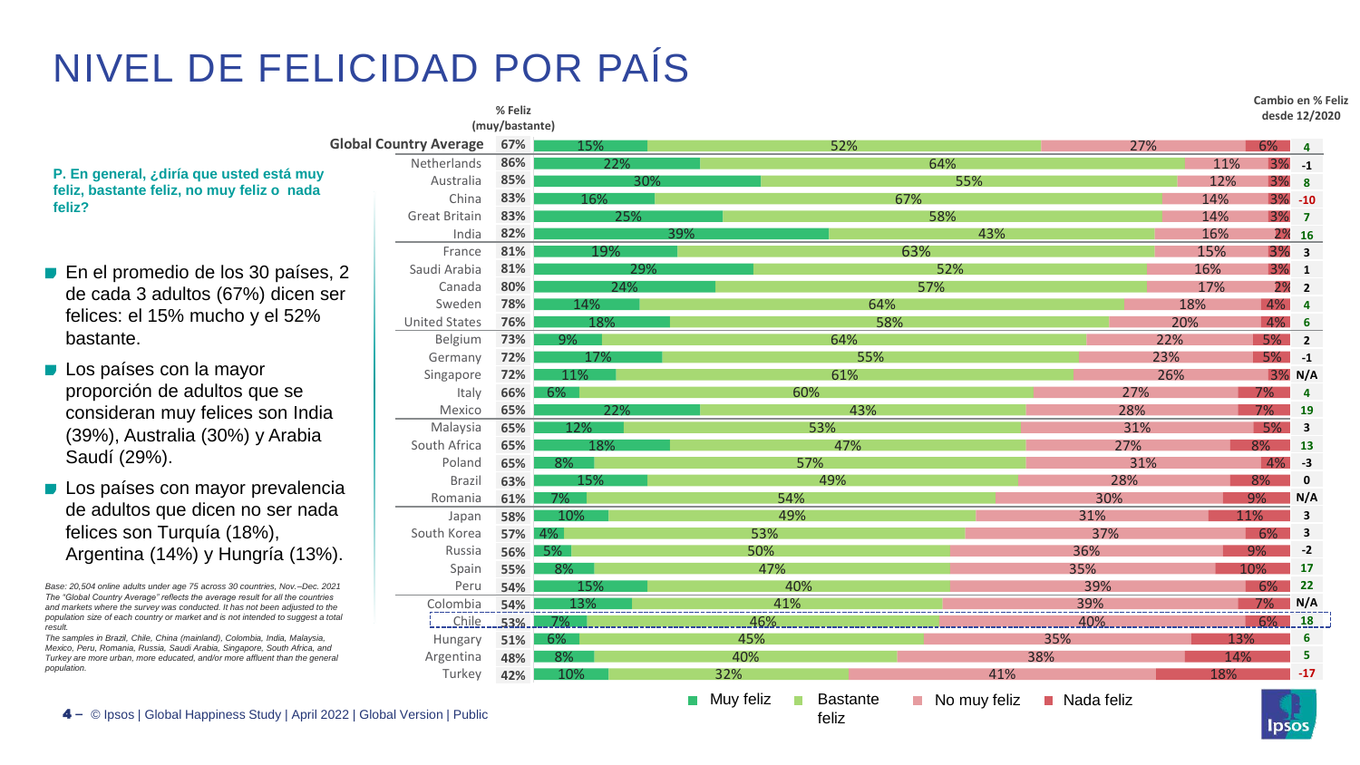# NIVEL DE FELICIDAD POR PAÍS

**P. En general, ¿diría que usted está muy feliz, bastante feliz, no muy feliz o nada feliz?**

- En el promedio de los 30 países, 2 de cada 3 adultos (67%) dicen ser felices: el 15% mucho y el 52% bastante.
- Los países con la mayor proporción de adultos que se consideran muy felices son India (39%), Australia (30%) y Arabia Saudí (29%).
- Los países con mayor prevalencia de adultos que dicen no ser nada felices son Turquía (18%), Argentina (14%) y Hungría (13%).

| | % Feliz (muy/bastante) | Muy feliz | Bastante feliz | No muy feliz | Nada feliz | Cambio en % Feliz desde 12/2020 |
|---|---|---|---|---|---|---|
| Global Country Average | 67% | 15% | 52% | 27% | 6% | 4 |
| Netherlands | 86% | 22% | 64% | 11% | 3% | -1 |
| Australia | 85% | 30% | 55% | 12% | 3% | 8 |
| China | 83% | 16% | 67% | 14% | 3% | -10 |
| Great Britain | 83% | 25% | 58% | 14% | 3% | 7 |
| India | 82% | 39% | 43% | 16% | 2% | 16 |
| France | 81% | 19% | 63% | 15% | 3% | 3 |
| Saudi Arabia | 81% | 29% | 52% | 16% | 3% | 1 |
| Canada | 80% | 24% | 57% | 17% | 2% | 2 |
| Sweden | 78% | 14% | 64% | 18% | 4% | 4 |
| United States | 76% | 18% | 58% | 20% | 4% | 6 |
| Belgium | 73% | 9% | 64% | 22% | 5% | 2 |
| Germany | 72% | 17% | 55% | 23% | 5% | -1 |
| Singapore | 72% | 11% | 61% | 26% | 3% | N/A |
| Italy | 66% | 6% | 60% | 27% | 7% | 4 |
| Mexico | 65% | 22% | 43% | 28% | 7% | 19 |
| Malaysia | 65% | 12% | 53% | 31% | 5% | 3 |
| South Africa | 65% | 18% | 47% | 27% | 8% | 13 |
| Poland | 65% | 8% | 57% | 31% | 4% | -3 |
| Brazil | 63% | 15% | 49% | 28% | 8% | 0 |
| Romania | 61% | 7% | 54% | 30% | 9% | N/A |
| Japan | 58% | 10% | 49% | 31% | 11% | 3 |
| South Korea | 57% | 4% | 53% | 37% | 6% | 3 |
| Russia | 56% | 5% | 50% | 36% | 9% | -2 |
| Spain | 55% | 8% | 47% | 35% | 10% | 17 |
| Peru | 54% | 15% | 40% | 39% | 6% | 22 |
| Colombia | 54% | 13% | 41% | 39% | 7% | N/A |
| Chile | 53% | 7% | 46% | 40% | 6% | 18 |
| Hungary | 51% | 6% | 45% | 35% | 13% | 6 |
| Argentina | 48% | 8% | 40% | 38% | 14% | 5 |
| Turkey | 42% | 10% | 32% | 41% | 18% | -17 |

*Base: 20,504 online adults under age 75 across 30 countries, Nov.–Dec. 2021*
*The "Global Country Average" reflects the average result for all the countries and markets where the survey was conducted. It has not been adjusted to the population size of each country or market and is not intended to suggest a total result.*
*The samples in Brazil, Chile, China (mainland), Colombia, India, Malaysia, Mexico, Peru, Romania, Russia, Saudi Arabia, Singapore, South Africa, and Turkey are more urban, more educated, and/or more affluent than the general population.*

© Ipsos | Global Happiness Study | April 2022 | Global Version | Public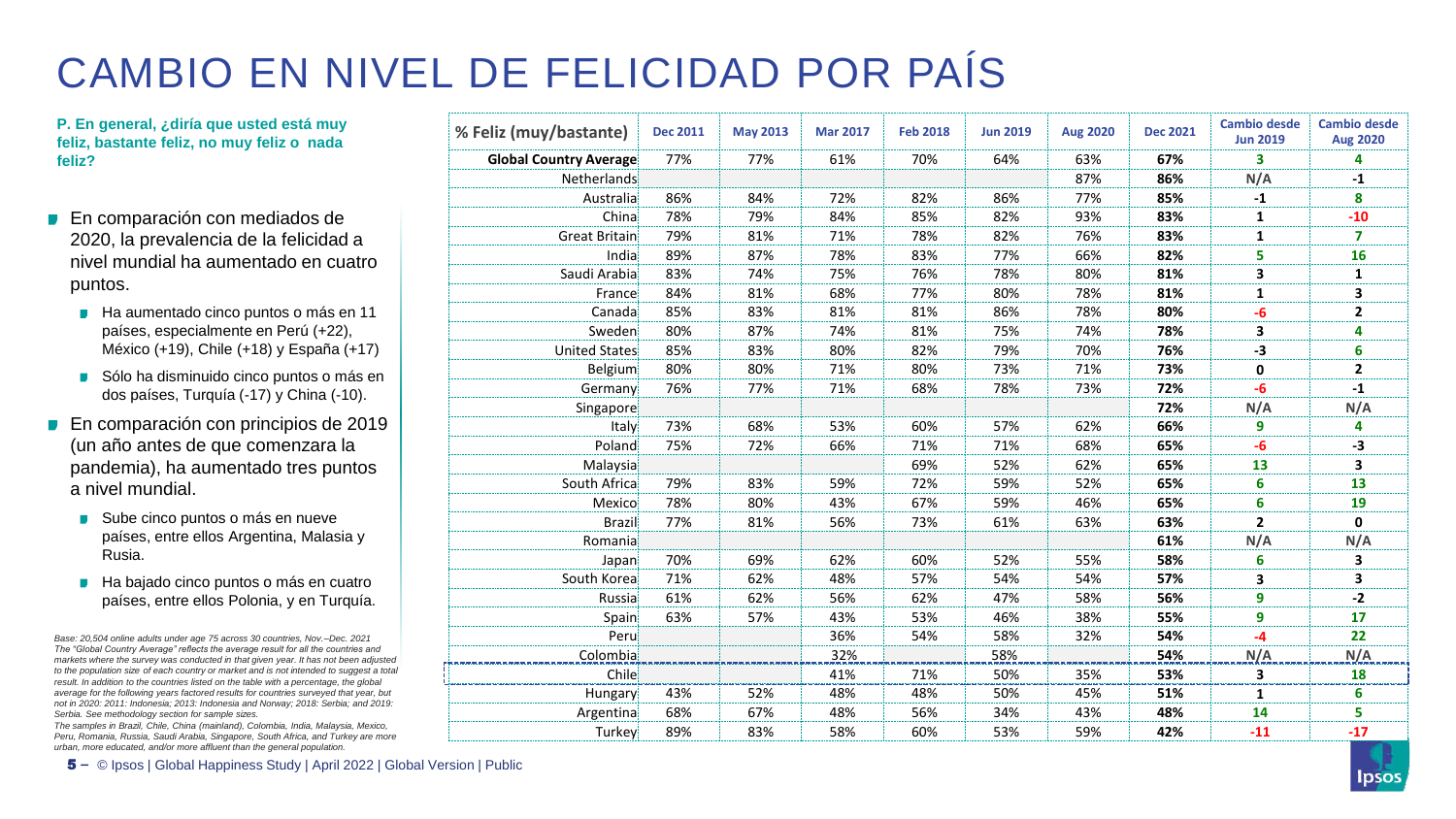# CAMBIO EN NIVEL DE FELICIDAD POR PAÍS

**P. En general, ¿diría que usted está muy feliz, bastante feliz, no muy feliz o nada feliz?**

- En comparación con mediados de 2020, la prevalencia de la felicidad a nivel mundial ha aumentado en cuatro puntos.
  - Ha aumentado cinco puntos o más en 11 países, especialmente en Perú (+22), México (+19), Chile (+18) y España (+17)
  - Sólo ha disminuido cinco puntos o más en dos países, Turquía (-17) y China (-10).
- En comparación con principios de 2019 (un año antes de que comenzara la pandemia), ha aumentado tres puntos a nivel mundial.
  - Sube cinco puntos o más en nueve países, entre ellos Argentina, Malasia y Rusia.
  - Ha bajado cinco puntos o más en cuatro países, entre ellos Polonia, y en Turquía.

*Base: 20,504 online adults under age 75 across 30 countries, Nov.–Dec. 2021*
*The "Global Country Average" reflects the average result for all the countries and markets where the survey was conducted in that given year. It has not been adjusted to the population size of each country or market and is not intended to suggest a total result. In addition to the countries listed on the table with a percentage, the global average for the following years factored results for countries surveyed that year, but not in 2020: 2011: Indonesia; 2013: Indonesia and Norway; 2018: Serbia; and 2019: Serbia. See methodology section for sample sizes.*
*The samples in Brazil, Chile, China (mainland), Colombia, India, Malaysia, Mexico, Peru, Romania, Russia, Saudi Arabia, Singapore, South Africa, and Turkey are more urban, more educated, and/or more affluent than the general population.*

| % Feliz (muy/bastante) | Dec 2011 | May 2013 | Mar 2017 | Feb 2018 | Jun 2019 | Aug 2020 | Dec 2021 | Cambio desde Jun 2019 | Cambio desde Aug 2020 |
|---|---|---|---|---|---|---|---|---|---|
| **Global Country Average** | 77% | 77% | 61% | 70% | 64% | 63% | **67%** | **3** | **4** |
| Netherlands | | | | | | 87% | **86%** | **N/A** | **-1** |
| Australia | 86% | 84% | 72% | 82% | 86% | 77% | **85%** | **-1** | **8** |
| China | 78% | 79% | 84% | 85% | 82% | 93% | **83%** | **1** | **-10** |
| Great Britain | 79% | 81% | 71% | 78% | 82% | 76% | **83%** | **1** | **7** |
| India | 89% | 87% | 78% | 83% | 77% | 66% | **82%** | **5** | **16** |
| Saudi Arabia | 83% | 74% | 75% | 76% | 78% | 80% | **81%** | **3** | **1** |
| France | 84% | 81% | 68% | 77% | 80% | 78% | **81%** | **1** | **3** |
| Canada | 85% | 83% | 81% | 81% | 86% | 78% | **80%** | **-6** | **2** |
| Sweden | 80% | 87% | 74% | 81% | 75% | 74% | **78%** | **3** | **4** |
| United States | 85% | 83% | 80% | 82% | 79% | 70% | **76%** | **-3** | **6** |
| Belgium | 80% | 80% | 71% | 80% | 73% | 71% | **73%** | **0** | **2** |
| Germany | 76% | 77% | 71% | 68% | 78% | 73% | **72%** | **-6** | **-1** |
| Singapore | | | | | | | **72%** | **N/A** | **N/A** |
| Italy | 73% | 68% | 53% | 60% | 57% | 62% | **66%** | **9** | **4** |
| Poland | 75% | 72% | 66% | 71% | 71% | 68% | **65%** | **-6** | **-3** |
| Malaysia | | | | 69% | 52% | 62% | **65%** | **13** | **3** |
| South Africa | 79% | 83% | 59% | 72% | 59% | 52% | **65%** | **6** | **13** |
| Mexico | 78% | 80% | 43% | 67% | 59% | 46% | **65%** | **6** | **19** |
| Brazil | 77% | 81% | 56% | 73% | 61% | 63% | **63%** | **2** | **0** |
| Romania | | | | | | | **61%** | **N/A** | **N/A** |
| Japan | 70% | 69% | 62% | 60% | 52% | 55% | **58%** | **6** | **3** |
| South Korea | 71% | 62% | 48% | 57% | 54% | 54% | **57%** | **3** | **3** |
| Russia | 61% | 62% | 56% | 62% | 47% | 58% | **56%** | **9** | **-2** |
| Spain | 63% | 57% | 43% | 53% | 46% | 38% | **55%** | **9** | **17** |
| Peru | | | 36% | 54% | 58% | 32% | **54%** | **-4** | **22** |
| Colombia | | | 32% | | 58% | | **54%** | **N/A** | **N/A** |
| Chile | | | 41% | 71% | 50% | 35% | **53%** | **3** | **18** |
| Hungary | 43% | 52% | 48% | 48% | 50% | 45% | **51%** | **1** | **6** |
| Argentina | 68% | 67% | 48% | 56% | 34% | 43% | **48%** | **14** | **5** |
| Turkey | 89% | 83% | 58% | 60% | 53% | 59% | **42%** | **-11** | **-17** |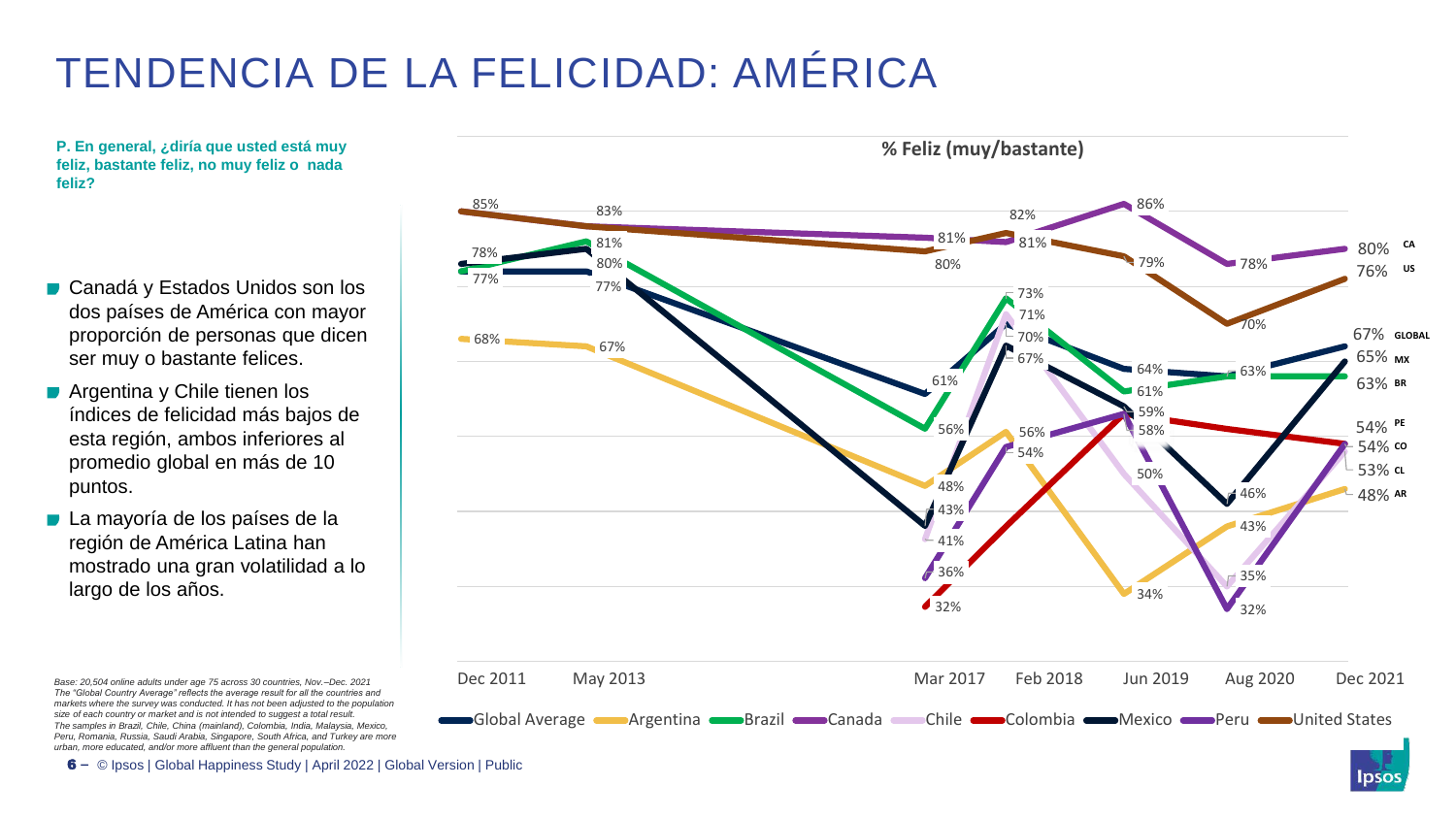# TENDENCIA DE LA FELICIDAD: AMÉRICA

**P. En general, ¿diría que usted está muy feliz, bastante feliz, no muy feliz o nada feliz?**

- Canadá y Estados Unidos son los dos países de América con mayor proporción de personas que dicen ser muy o bastante felices.
- Argentina y Chile tienen los índices de felicidad más bajos de esta región, ambos inferiores al promedio global en más de 10 puntos.
- La mayoría de los países de la región de América Latina han mostrado una gran volatilidad a lo largo de los años.

**% Feliz (muy/bastante)**

| | Dec 2011 | May 2013 | Mar 2017 | Feb 2018 | Jun 2019 | Aug 2020 | Dec 2021 |
|---|---|---|---|---|---|---|---|
| Global Average | 77% | 77% | 61% | 70% | 64% | 63% | 67% |
| Argentina | 68% | 67% | 48% | 56% | 34% | 43% | 48% |
| Brazil | 77% | 81% | 56% | 73% | 61% | 63% | 63% |
| Canada | | 83% | 81% | 81% | 86% | 78% | 80% |
| Chile | | | 41% | 71% | 50% | 35% | 53% |
| Colombia | | | 32% | | 59% | | 54% |
| Mexico | 78% | 80% | 43% | 67% | 58% | 46% | 65% |
| Peru | | | 36% | 54% | | 32% | 54% |
| United States | 85% | | 80% | 82% | 79% | 70% | 76% |

*Base: 20,504 online adults under age 75 across 30 countries, Nov.–Dec. 2021*
*The "Global Country Average" reflects the average result for all the countries and markets where the survey was conducted. It has not been adjusted to the population size of each country or market and is not intended to suggest a total result.*
*The samples in Brazil, Chile, China (mainland), Colombia, India, Malaysia, Mexico, Peru, Romania, Russia, Saudi Arabia, Singapore, South Africa, and Turkey are more urban, more educated, and/or more affluent than the general population.*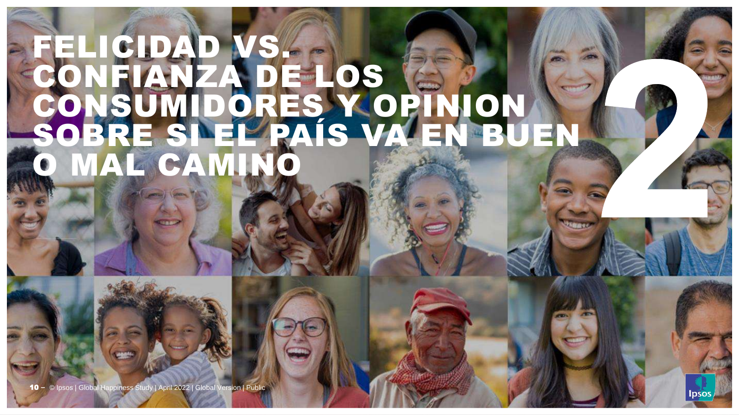# FELICIDAD VS. CONFIANZA DE LOS CONSUMIDORES Y OPINION SOBRE SI EL PAÍS VA EN BUEN O MAL CAMINO

2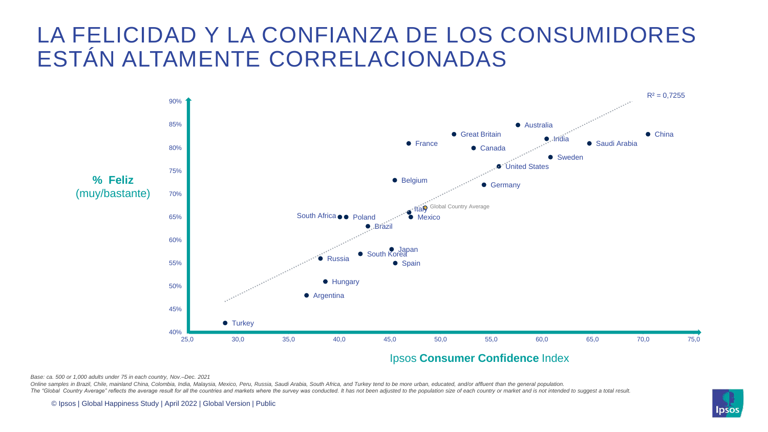# LA FELICIDAD Y LA CONFIANZA DE LOS CONSUMIDORES ESTÁN ALTAMENTE CORRELACIONADAS

$R^2 = 0{,}7255$

**% Feliz** (muy/bastante)

Ipsos **Consumer Confidence** Index

| Country | Ipsos Consumer Confidence Index (approx.) | % Feliz (approx.) |
|---|---|---|
| China | 70,5 | 83% |
| Saudi Arabia | 64,7 | 81% |
| Sweden | 60,8 | 78% |
| India | 60,5 | 82% |
| Australia | 57,6 | 85% |
| United States | 55,8 | 76% |
| Germany | 54,3 | 72% |
| Canada | 53,3 | 80% |
| Great Britain | 51,3 | 83% |
| Global Country Average | 48,4 | 67% |
| Mexico | 47,1 | 65% |
| France | 46,9 | 81% |
| Italy | 46,9 | 66% |
| Spain | 45,6 | 55% |
| Belgium | 45,5 | 73% |
| Japan | 45,2 | 58% |
| Brazil | 42,9 | 63% |
| South Korea | 42,1 | 57% |
| Poland | 40,7 | 65% |
| South Africa | 40,0 | 65% |
| Hungary | 38,6 | 51% |
| Russia | 38,2 | 56% |
| Argentina | 36,8 | 48% |
| Turkey | 28,7 | 42% |

*Base: ca. 500 or 1,000 adults under 75 in each country, Nov.–Dec. 2021*

*Online samples in Brazil, Chile, mainland China, Colombia, India, Malaysia, Mexico, Peru, Russia, Saudi Arabia, South Africa, and Turkey tend to be more urban, educated, and/or affluent than the general population.*

*The "Global Country Average" reflects the average result for all the countries and markets where the survey was conducted. It has not been adjusted to the population size of each country or market and is not intended to suggest a total result.*

© Ipsos | Global Happiness Study | April 2022 | Global Version | Public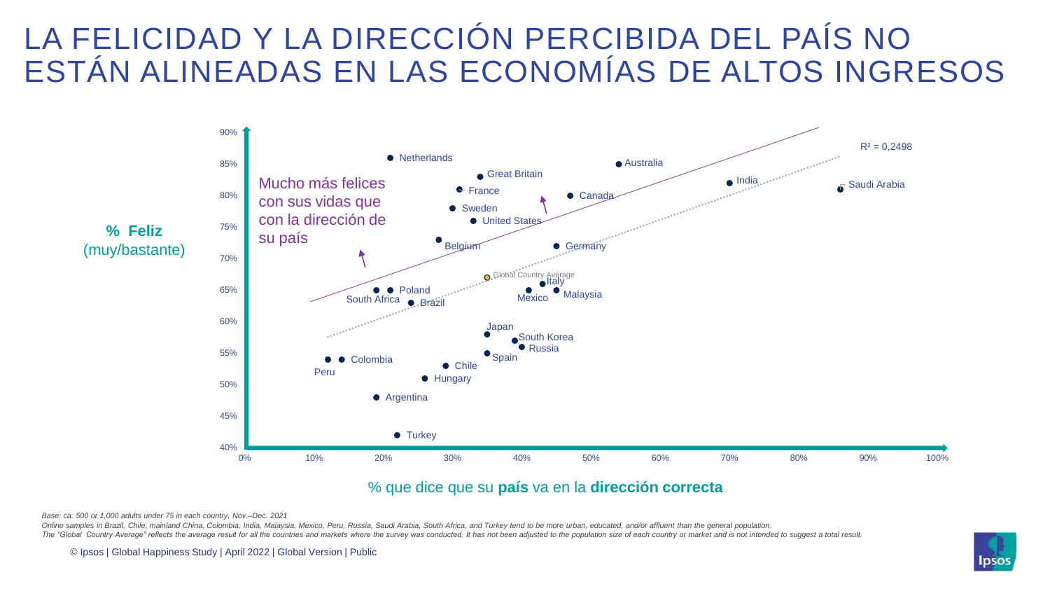# LA FELICIDAD Y LA DIRECCIÓN PERCIBIDA DEL PAÍS NO ESTÁN ALINEADAS EN LAS ECONOMÍAS DE ALTOS INGRESOS

Mucho más felices con sus vidas que con la dirección de su país

$R^2 = 0{,}2498$

**% Feliz** (muy/bastante)

% que dice que su **país** va en la **dirección correcta**

| País | % que dice que su país va en la dirección correcta | % Feliz (muy/bastante) |
|---|---|---|
| Netherlands | 21% | 86% |
| Australia | 54% | 85% |
| Great Britain | 34% | 83% |
| India | 70% | 82% |
| France | 31% | 81% |
| Saudi Arabia | 86% | 81% |
| Canada | 47% | 80% |
| Sweden | 30% | 78% |
| United States | 33% | 76% |
| Belgium | 28% | 73% |
| Germany | 45% | 72% |
| Global Country Average | 35% | 67% |
| Italy | 43% | 66% |
| South Africa | 19% | 65% |
| Poland | 21% | 65% |
| Mexico | 41% | 65% |
| Malaysia | 45% | 65% |
| Brazil | 24% | 63% |
| Japan | 35% | 58% |
| South Korea | 39% | 57% |
| Russia | 40% | 56% |
| Spain | 35% | 55% |
| Peru | 12% | 54% |
| Colombia | 14% | 54% |
| Chile | 29% | 53% |
| Hungary | 26% | 51% |
| Argentina | 19% | 48% |
| Turkey | 22% | 42% |

*Base: ca. 500 or 1,000 adults under 75 in each country, Nov.–Dec. 2021*

*Online samples in Brazil, Chile, mainland China, Colombia, India, Malaysia, Mexico, Peru, Russia, Saudi Arabia, South Africa, and Turkey tend to be more urban, educated, and/or affluent than the general population.*

*The "Global Country Average" reflects the average result for all the countries and markets where the survey was conducted. It has not been adjusted to the population size of each country or market and is not intended to suggest a total result.*

© Ipsos | Global Happiness Study | April 2022 | Global Version | Public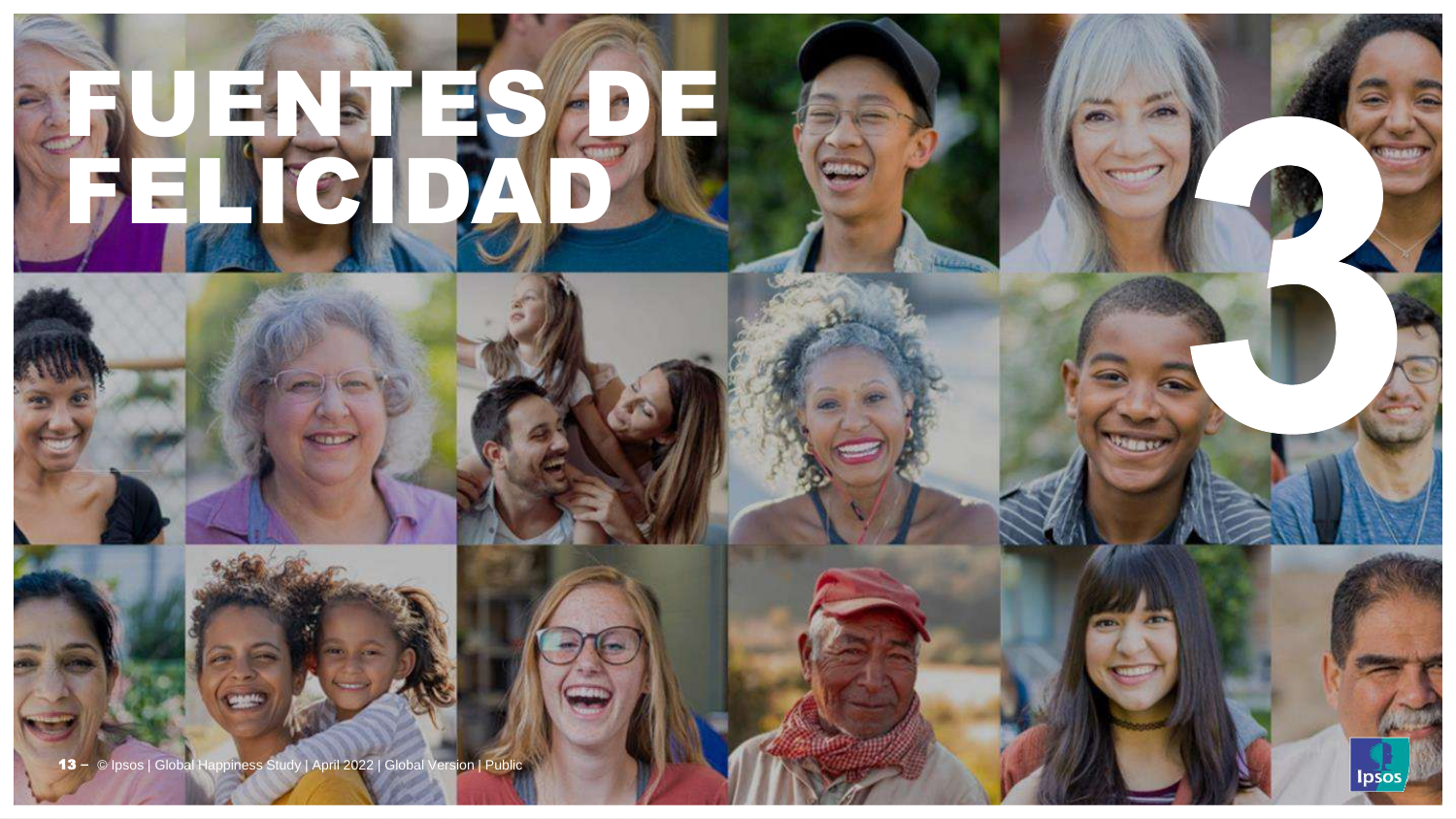# FUENTES DE FELICIDAD

# 3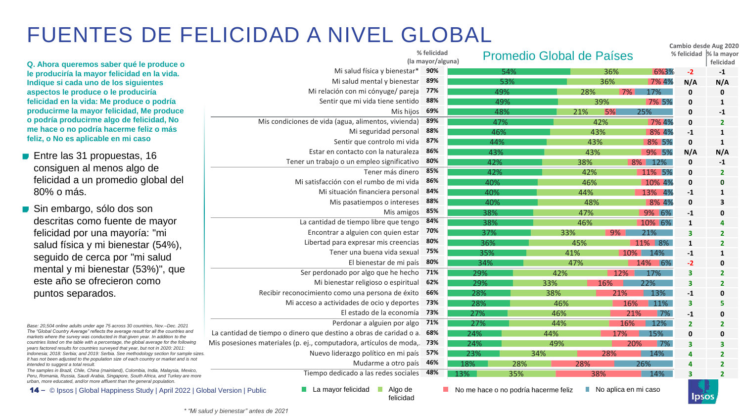# FUENTES DE FELICIDAD A NIVEL GLOBAL

**Q. Ahora queremos saber qué le produce o le produciría la mayor felicidad en la vida. Indique si cada uno de los siguientes aspectos le produce o le produciría felicidad en la vida: Me produce o podría producirme la mayor felicidad, Me produce o podría producirme algo de felicidad, No me hace o no podría hacerme feliz o más feliz, o No es aplicable en mi caso**

- Entre las 31 propuestas, 16 consiguen al menos algo de felicidad a un promedio global del 80% o más.
- Sin embargo, sólo dos son descritas como fuente de mayor felicidad por una mayoría: "mi salud física y mi bienestar (54%), seguido de cerca por "mi salud mental y mi bienestar (53%)", que este año se ofrecieron como puntos separados.

## Promedio Global de Países

| | % felicidad (la mayor/alguna) | La mayor felicidad | Algo de felicidad | No me hace o no podría hacerme feliz | No aplica en mi caso | Cambio desde Aug 2020: % felicidad | Cambio desde Aug 2020: % la mayor felicidad |
|---|---|---|---|---|---|---|---|
| Mi salud física y bienestar* | 90% | 54% | 36% | 6% | 3% | -2 | -1 |
| Mi salud mental y bienestar | 89% | 53% | 36% | 7% | 4% | N/A | N/A |
| Mi relación con mi cónyuge/ pareja | 77% | 49% | 28% | 7% | 17% | 0 | 0 |
| Sentir que mi vida tiene sentido | 88% | 49% | 39% | 7% | 5% | 0 | 1 |
| Mis hijos | 69% | 48% | 21% | 5% | 25% | 0 | -1 |
| Mis condiciones de vida (agua, alimentos, vivienda) | 89% | 47% | 42% | 7% | 4% | 0 | 2 |
| Mi seguridad personal | 88% | 46% | 43% | 8% | 4% | -1 | 1 |
| Sentir que controlo mi vida | 87% | 44% | 43% | 8% | 5% | 0 | 1 |
| Estar en contacto con la naturaleza | 86% | 43% | 43% | 9% | 5% | N/A | N/A |
| Tener un trabajo o un empleo significativo | 80% | 42% | 38% | 8% | 12% | 0 | -1 |
| Tener más dinero | 85% | 42% | 42% | 11% | 5% | 0 | 2 |
| Mi satisfacción con el rumbo de mi vida | 86% | 40% | 46% | 10% | 4% | 0 | 0 |
| Mi situación financiera personal | 84% | 40% | 44% | 13% | 4% | -1 | 1 |
| Mis pasatiempos o intereses | 88% | 40% | 48% | 8% | 4% | 0 | 3 |
| Mis amigos | 85% | 38% | 47% | 9% | 6% | -1 | 0 |
| La cantidad de tiempo libre que tengo | 84% | 38% | 46% | 10% | 6% | 1 | 4 |
| Encontrar a alguien con quien estar | 70% | 37% | 33% | 9% | 21% | 3 | 2 |
| Libertad para expresar mis creencias | 80% | 36% | 45% | 11% | 8% | 1 | 2 |
| Tener una buena vida sexual | 75% | 35% | 41% | 10% | 14% | -1 | 1 |
| El bienestar de mi país | 80% | 34% | 47% | 14% | 6% | -2 | 0 |
| Ser perdonado por algo que he hecho | 71% | 29% | 42% | 12% | 17% | 3 | 2 |
| Mi bienestar religioso o espiritual | 62% | 29% | 33% | 16% | 22% | 3 | 2 |
| Recibir reconocimiento como una persona de éxito | 66% | 28% | 38% | 21% | 13% | -1 | 0 |
| Mi acceso a actividades de ocio y deportes | 73% | 28% | 46% | 16% | 11% | 3 | 5 |
| El estado de la economía | 73% | 27% | 46% | 21% | 7% | -1 | 0 |
| Perdonar a alguien por algo | 71% | 27% | 44% | 16% | 12% | 2 | 2 |
| La cantidad de tiempo o dinero que destino a obras de caridad o a... | 68% | 24% | 44% | 17% | 15% | 0 | 0 |
| Mis posesiones materiales (p. ej., computadora, artículos de moda,... | 73% | 24% | 49% | 20% | 7% | 3 | 3 |
| Nuevo liderazgo político en mi país | 57% | 23% | 34% | 28% | 14% | 4 | 2 |
| Mudarme a otro país | 46% | 18% | 28% | 28% | 26% | 4 | 2 |
| Tiempo dedicado a las redes sociales | 48% | 13% | 35% | 38% | 14% | 3 | 2 |

*Base: 20,504 online adults under age 75 across 30 countries, Nov.–Dec. 2021*
*The "Global Country Average" reflects the average result for all the countries and markets where the survey was conducted in that given year. In addition to the countries listed on the table with a percentage, the global average for the following years factored results for countries surveyed that year, but not in 2020: 2011: Indonesia; 2018: Serbia; and 2019: Serbia. See methodology section for sample sizes. It has not been adjusted to the population size of each country or market and is not intended to suggest a total result.*
*The samples in Brazil, Chile, China (mainland), Colombia, India, Malaysia, Mexico, Peru, Romania, Russia, Saudi Arabia, Singapore, South Africa, and Turkey are more urban, more educated, and/or more affluent than the general population.*

© Ipsos | Global Happiness Study | April 2022 | Global Version | Public

* "Mi salud y bienestar" antes de 2021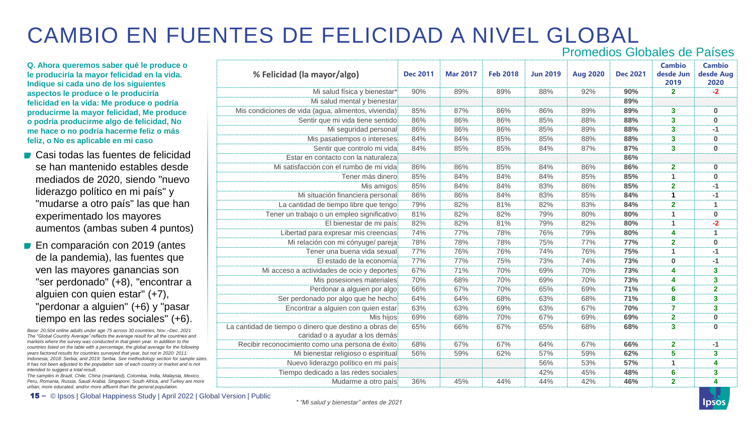# CAMBIO EN FUENTES DE FELICIDAD A NIVEL GLOBAL

## Promedios Globales de Países

**Q. Ahora queremos saber qué le produce o le produciría la mayor felicidad en la vida. Indique si cada uno de los siguientes aspectos le produce o le produciría felicidad en la vida: Me produce o podría producirme la mayor felicidad, Me produce o podría producirme algo de felicidad, No me hace o no podría hacerme feliz o más feliz, o No es aplicable en mi caso**

- Casi todas las fuentes de felicidad se han mantenido estables desde mediados de 2020, siendo "nuevo liderazgo político en mi país" y "mudarse a otro país" las que han experimentado los mayores aumentos (ambas suben 4 puntos)
- En comparación con 2019 (antes de la pandemia), las fuentes que ven las mayores ganancias son "ser perdonado" (+8), "encontrar a alguien con quien estar" (+7), "perdonar a alguien" (+6) y "pasar tiempo en las redes sociales" (+6).

| % Felicidad (la mayor/algo) | Dec 2011 | Mar 2017 | Feb 2018 | Jun 2019 | Aug 2020 | Dec 2021 | Cambio desde Jun 2019 | Cambio desde Aug 2020 |
|---|---|---|---|---|---|---|---|---|
| Mi salud física y bienestar* | 90% | 89% | 89% | 88% | 92% | **90%** | 2 | -2 |
| Mi salud mental y bienestar | | | | | | **89%** | | |
| Mis condiciones de vida (agua, alimentos, vivienda) | 85% | 87% | 86% | 86% | 89% | **89%** | 3 | 0 |
| Sentir que mi vida tiene sentido | 86% | 86% | 86% | 85% | 88% | **88%** | 3 | 0 |
| Mi seguridad personal | 86% | 86% | 86% | 85% | 89% | **88%** | 3 | -1 |
| Mis pasatiempos o intereses | 84% | 84% | 85% | 85% | 88% | **88%** | 3 | 0 |
| Sentir que controlo mi vida | 84% | 85% | 85% | 84% | 87% | **87%** | 3 | 0 |
| Estar en contacto con la naturaleza | | | | | | **86%** | | |
| Mi satisfacción con el rumbo de mi vida | 86% | 86% | 85% | 84% | 86% | **86%** | 2 | 0 |
| Tener más dinero | 85% | 84% | 84% | 84% | 85% | **85%** | 1 | 0 |
| Mis amigos | 85% | 84% | 84% | 83% | 86% | **85%** | 2 | -1 |
| Mi situación financiera personal | 86% | 86% | 84% | 83% | 85% | **84%** | 1 | -1 |
| La cantidad de tiempo libre que tengo | 79% | 82% | 81% | 82% | 83% | **84%** | 2 | 1 |
| Tener un trabajo o un empleo significativo | 81% | 82% | 82% | 79% | 80% | **80%** | 1 | 0 |
| El bienestar de mi país | 82% | 82% | 81% | 79% | 82% | **80%** | 1 | -2 |
| Libertad para expresar mis creencias | 74% | 77% | 78% | 76% | 79% | **80%** | 4 | 1 |
| Mi relación con mi cónyuge/ pareja | 78% | 78% | 78% | 75% | 77% | **77%** | 2 | 0 |
| Tener una buena vida sexual | 77% | 76% | 76% | 74% | 76% | **75%** | 1 | -1 |
| El estado de la economía | 77% | 77% | 75% | 73% | 74% | **73%** | 0 | -1 |
| Mi acceso a actividades de ocio y deportes | 67% | 71% | 70% | 69% | 70% | **73%** | 4 | 3 |
| Mis posesiones materiales | 70% | 68% | 70% | 69% | 70% | **73%** | 4 | 3 |
| Perdonar a alguien por algo | 66% | 67% | 70% | 65% | 69% | **71%** | 6 | 2 |
| Ser perdonado por algo que he hecho | 64% | 64% | 68% | 63% | 68% | **71%** | 8 | 3 |
| Encontrar a alguien con quien estar | 63% | 63% | 69% | 63% | 67% | **70%** | 7 | 3 |
| Mis hijos | 69% | 68% | 70% | 67% | 69% | **69%** | 2 | 0 |
| La cantidad de tiempo o dinero que destino a obras de caridad o a ayudar a los demás | 65% | 66% | 67% | 65% | 68% | **68%** | 3 | 0 |
| Recibir reconocimiento como una persona de éxito | 68% | 67% | 67% | 64% | 67% | **66%** | 2 | -1 |
| Mi bienestar religioso o espiritual | 56% | 59% | 62% | 57% | 59% | **62%** | 5 | 3 |
| Nuevo liderazgo político en mi país | | | | 56% | 53% | **57%** | 1 | 4 |
| Tiempo dedicado a las redes sociales | | | | 42% | 45% | **48%** | 6 | 3 |
| Mudarme a otro país | 36% | 45% | 44% | 44% | 42% | **46%** | 2 | 4 |

\* "Mi salud y bienestar" antes de 2021

*Base: 20,504 online adults under age 75 across 30 countries, Nov.–Dec. 2021*
*The "Global Country Average" reflects the average result for all the countries and markets where the survey was conducted in that given year. In addition to the countries listed on the table with a percentage, the global average for the following years factored results for countries surveyed that year, but not in 2020: 2011: Indonesia; 2018: Serbia; and 2019: Serbia. See methodology section for sample sizes. It has not been adjusted to the population size of each country or market and is not intended to suggest a total result.*
*The samples in Brazil, Chile, China (mainland), Colombia, India, Malaysia, Mexico, Peru, Romania, Russia, Saudi Arabia, Singapore, South Africa, and Turkey are more urban, more educated, and/or more affluent than the general population.*

© Ipsos | Global Happiness Study | April 2022 | Global Version | Public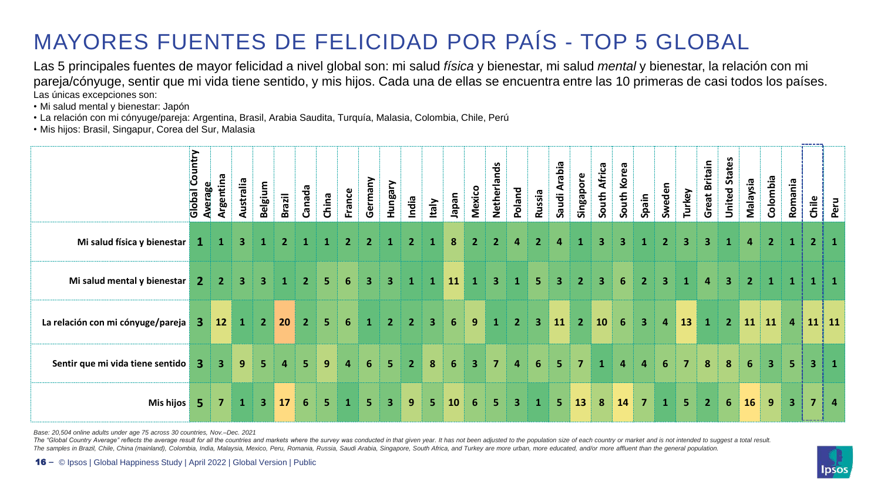# MAYORES FUENTES DE FELICIDAD POR PAÍS - TOP 5 GLOBAL

Las 5 principales fuentes de mayor felicidad a nivel global son: mi salud *física* y bienestar, mi salud *mental* y bienestar, la relación con mi pareja/cónyuge, sentir que mi vida tiene sentido, y mis hijos. Cada una de ellas se encuentra entre las 10 primeras de casi todos los países.

Las únicas excepciones son:

- Mi salud mental y bienestar: Japón
- La relación con mi cónyuge/pareja: Argentina, Brasil, Arabia Saudita, Turquía, Malasia, Colombia, Chile, Perú
- Mis hijos: Brasil, Singapur, Corea del Sur, Malasia

| | Global Country Average | Argentina | Australia | Belgium | Brazil | Canada | China | France | Germany | Hungary | India | Italy | Japan | Mexico | Netherlands | Poland | Russia | Saudi Arabia | Singapore | South Africa | South Korea | Spain | Sweden | Turkey | Great Britain | United States | Malaysia | Colombia | Romania | Chile | Peru |
|---|---|---|---|---|---|---|---|---|---|---|---|---|---|---|---|---|---|---|---|---|---|---|---|---|---|---|---|---|---|---|---|
| Mi salud física y bienestar | 1 | 1 | 3 | 1 | 2 | 1 | 1 | 2 | 2 | 1 | 2 | 1 | 8 | 2 | 2 | 4 | 2 | 4 | 1 | 3 | 3 | 1 | 2 | 3 | 3 | 1 | 4 | 2 | 1 | 2 | 1 |
| Mi salud mental y bienestar | 2 | 2 | 3 | 3 | 1 | 2 | 5 | 6 | 3 | 3 | 1 | 1 | 11 | 1 | 3 | 1 | 5 | 3 | 2 | 3 | 6 | 2 | 3 | 1 | 4 | 3 | 2 | 1 | 1 | 1 | 1 |
| La relación con mi cónyuge/pareja | 3 | 12 | 1 | 2 | 20 | 2 | 5 | 6 | 1 | 2 | 2 | 3 | 6 | 9 | 1 | 2 | 3 | 11 | 2 | 10 | 6 | 3 | 4 | 13 | 1 | 2 | 11 | 11 | 4 | 11 | 11 |
| Sentir que mi vida tiene sentido | 3 | 3 | 9 | 5 | 4 | 5 | 9 | 4 | 6 | 5 | 2 | 8 | 6 | 3 | 7 | 4 | 6 | 5 | 7 | 1 | 4 | 4 | 6 | 7 | 8 | 8 | 6 | 3 | 5 | 3 | 1 |
| Mis hijos | 5 | 7 | 1 | 3 | 17 | 6 | 5 | 1 | 5 | 3 | 9 | 5 | 10 | 6 | 5 | 3 | 1 | 5 | 13 | 8 | 14 | 7 | 1 | 5 | 2 | 6 | 16 | 9 | 3 | 7 | 4 |

*Base: 20,504 online adults under age 75 across 30 countries, Nov.–Dec. 2021*

*The "Global Country Average" reflects the average result for all the countries and markets where the survey was conducted in that given year. It has not been adjusted to the population size of each country or market and is not intended to suggest a total result.*

*The samples in Brazil, Chile, China (mainland), Colombia, India, Malaysia, Mexico, Peru, Romania, Russia, Saudi Arabia, Singapore, South Africa, and Turkey are more urban, more educated, and/or more affluent than the general population.*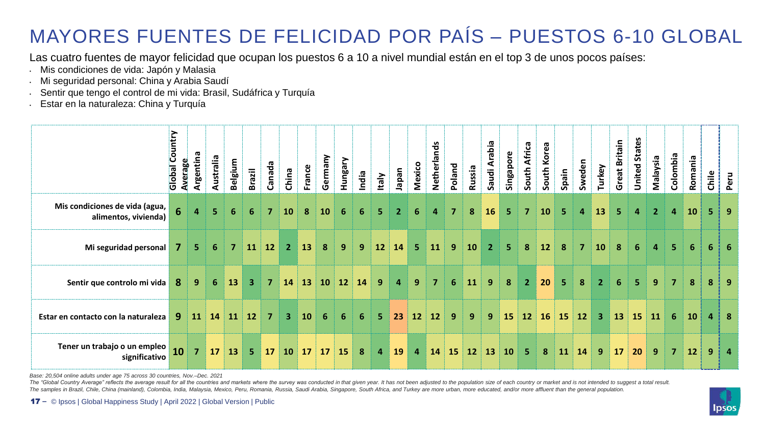# MAYORES FUENTES DE FELICIDAD POR PAÍS – PUESTOS 6-10 GLOBAL

Las cuatro fuentes de mayor felicidad que ocupan los puestos 6 a 10 a nivel mundial están en el top 3 de unos pocos países:

- Mis condiciones de vida: Japón y Malasia
- Mi seguridad personal: China y Arabia Saudí
- Sentir que tengo el control de mi vida: Brasil, Sudáfrica y Turquía
- Estar en la naturaleza: China y Turquía

| | Global Country Average | Argentina | Australia | Belgium | Brazil | Canada | China | France | Germany | Hungary | India | Italy | Japan | Mexico | Netherlands | Poland | Russia | Saudi Arabia | Singapore | South Africa | South Korea | Spain | Sweden | Turkey | Great Britain | United States | Malaysia | Colombia | Romania | Chile | Peru |
|---|---|---|---|---|---|---|---|---|---|---|---|---|---|---|---|---|---|---|---|---|---|---|---|---|---|---|---|---|---|---|---|
| Mis condiciones de vida (agua, alimentos, vivienda) | 6 | 4 | 5 | 6 | 6 | 7 | 10 | 8 | 10 | 6 | 6 | 5 | 2 | 6 | 4 | 7 | 8 | 16 | 5 | 7 | 10 | 5 | 4 | 13 | 5 | 4 | 2 | 4 | 10 | 5 | 9 |
| Mi seguridad personal | 7 | 5 | 6 | 7 | 11 | 12 | 2 | 13 | 8 | 9 | 9 | 12 | 14 | 5 | 11 | 9 | 10 | 2 | 5 | 8 | 12 | 8 | 7 | 10 | 8 | 6 | 4 | 5 | 6 | 6 | 6 |
| Sentir que controlo mi vida | 8 | 9 | 6 | 13 | 3 | 7 | 14 | 13 | 10 | 12 | 14 | 9 | 4 | 9 | 7 | 6 | 11 | 9 | 8 | 2 | 20 | 5 | 8 | 2 | 6 | 5 | 9 | 7 | 8 | 8 | 9 |
| Estar en contacto con la naturaleza | 9 | 11 | 14 | 11 | 12 | 7 | 3 | 10 | 6 | 6 | 6 | 5 | 23 | 12 | 12 | 9 | 9 | 9 | 15 | 12 | 16 | 15 | 12 | 3 | 13 | 15 | 11 | 6 | 10 | 4 | 8 |
| Tener un trabajo o un empleo significativo | 10 | 7 | 17 | 13 | 5 | 17 | 10 | 17 | 17 | 15 | 8 | 4 | 19 | 4 | 14 | 15 | 12 | 13 | 10 | 5 | 8 | 11 | 14 | 9 | 17 | 20 | 9 | 7 | 12 | 9 | 4 |

*Base: 20,504 online adults under age 75 across 30 countries, Nov.–Dec. 2021*

*The "Global Country Average" reflects the average result for all the countries and markets where the survey was conducted in that given year. It has not been adjusted to the population size of each country or market and is not intended to suggest a total result.*

*The samples in Brazil, Chile, China (mainland), Colombia, India, Malaysia, Mexico, Peru, Romania, Russia, Saudi Arabia, Singapore, South Africa, and Turkey are more urban, more educated, and/or more affluent than the general population.*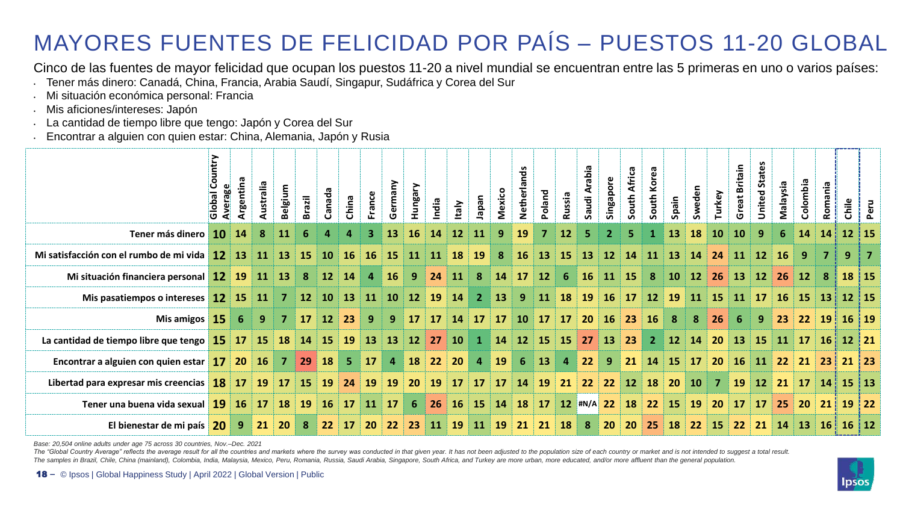# MAYORES FUENTES DE FELICIDAD POR PAÍS – PUESTOS 11-20 GLOBAL

Cinco de las fuentes de mayor felicidad que ocupan los puestos 11-20 a nivel mundial se encuentran entre las 5 primeras en uno o varios países:

- Tener más dinero: Canadá, China, Francia, Arabia Saudí, Singapur, Sudáfrica y Corea del Sur
- Mi situación económica personal: Francia
- Mis aficiones/intereses: Japón
- La cantidad de tiempo libre que tengo: Japón y Corea del Sur
- Encontrar a alguien con quien estar: China, Alemania, Japón y Rusia

| | Global Country Average | Argentina | Australia | Belgium | Brazil | Canada | China | France | Germany | Hungary | India | Italy | Japan | Mexico | Netherlands | Poland | Russia | Saudi Arabia | Singapore | South Africa | South Korea | Spain | Sweden | Turkey | Great Britain | United States | Malaysia | Colombia | Romania | Chile | Peru |
|---|---|---|---|---|---|---|---|---|---|---|---|---|---|---|---|---|---|---|---|---|---|---|---|---|---|---|---|---|---|---|---|
| Tener más dinero | 10 | 14 | 8 | 11 | 6 | 4 | 4 | 3 | 13 | 16 | 14 | 12 | 11 | 9 | 19 | 7 | 12 | 5 | 2 | 5 | 1 | 13 | 18 | 10 | 10 | 9 | 6 | 14 | 14 | 12 | 15 |
| Mi satisfacción con el rumbo de mi vida | 12 | 13 | 11 | 13 | 15 | 10 | 16 | 16 | 15 | 11 | 11 | 18 | 19 | 8 | 16 | 13 | 15 | 13 | 12 | 14 | 11 | 13 | 14 | 24 | 11 | 12 | 16 | 9 | 7 | 9 | 7 |
| Mi situación financiera personal | 12 | 19 | 11 | 13 | 8 | 12 | 14 | 4 | 16 | 9 | 24 | 11 | 8 | 14 | 17 | 12 | 6 | 16 | 11 | 15 | 8 | 10 | 12 | 26 | 13 | 12 | 26 | 12 | 8 | 18 | 15 |
| Mis pasatiempos o intereses | 12 | 15 | 11 | 7 | 12 | 10 | 13 | 11 | 10 | 12 | 19 | 14 | 2 | 13 | 9 | 11 | 18 | 19 | 16 | 17 | 12 | 19 | 11 | 15 | 11 | 17 | 16 | 15 | 13 | 12 | 15 |
| Mis amigos | 15 | 6 | 9 | 7 | 17 | 12 | 23 | 9 | 9 | 17 | 17 | 14 | 17 | 17 | 10 | 17 | 17 | 20 | 16 | 23 | 16 | 8 | 8 | 26 | 6 | 9 | 23 | 22 | 19 | 16 | 19 |
| La cantidad de tiempo libre que tengo | 15 | 17 | 15 | 18 | 14 | 15 | 19 | 13 | 13 | 12 | 27 | 10 | 1 | 14 | 12 | 15 | 15 | 27 | 13 | 23 | 2 | 12 | 14 | 20 | 13 | 15 | 11 | 17 | 16 | 12 | 21 |
| Encontrar a alguien con quien estar | 17 | 20 | 16 | 7 | 29 | 18 | 5 | 17 | 4 | 18 | 22 | 20 | 4 | 19 | 6 | 13 | 4 | 22 | 9 | 21 | 14 | 15 | 17 | 20 | 16 | 11 | 22 | 21 | 23 | 21 | 23 |
| Libertad para expresar mis creencias | 18 | 17 | 19 | 17 | 15 | 19 | 24 | 19 | 19 | 20 | 19 | 17 | 17 | 17 | 14 | 19 | 21 | 22 | 22 | 12 | 18 | 20 | 10 | 7 | 19 | 12 | 21 | 17 | 14 | 15 | 13 |
| Tener una buena vida sexual | 19 | 16 | 17 | 18 | 19 | 16 | 17 | 11 | 17 | 6 | 26 | 16 | 15 | 14 | 18 | 17 | 12 | #N/A | 22 | 18 | 22 | 15 | 19 | 20 | 17 | 17 | 25 | 20 | 21 | 19 | 22 |
| El bienestar de mi país | 20 | 9 | 21 | 20 | 8 | 22 | 17 | 20 | 22 | 23 | 11 | 19 | 11 | 19 | 21 | 21 | 18 | 8 | 20 | 20 | 25 | 18 | 22 | 15 | 22 | 21 | 14 | 13 | 16 | 16 | 12 |

*Base: 20,504 online adults under age 75 across 30 countries, Nov.–Dec. 2021*

*The "Global Country Average" reflects the average result for all the countries and markets where the survey was conducted in that given year. It has not been adjusted to the population size of each country or market and is not intended to suggest a total result.*

*The samples in Brazil, Chile, China (mainland), Colombia, India, Malaysia, Mexico, Peru, Romania, Russia, Saudi Arabia, Singapore, South Africa, and Turkey are more urban, more educated, and/or more affluent than the general population.*

© Ipsos | Global Happiness Study | April 2022 | Global Version | Public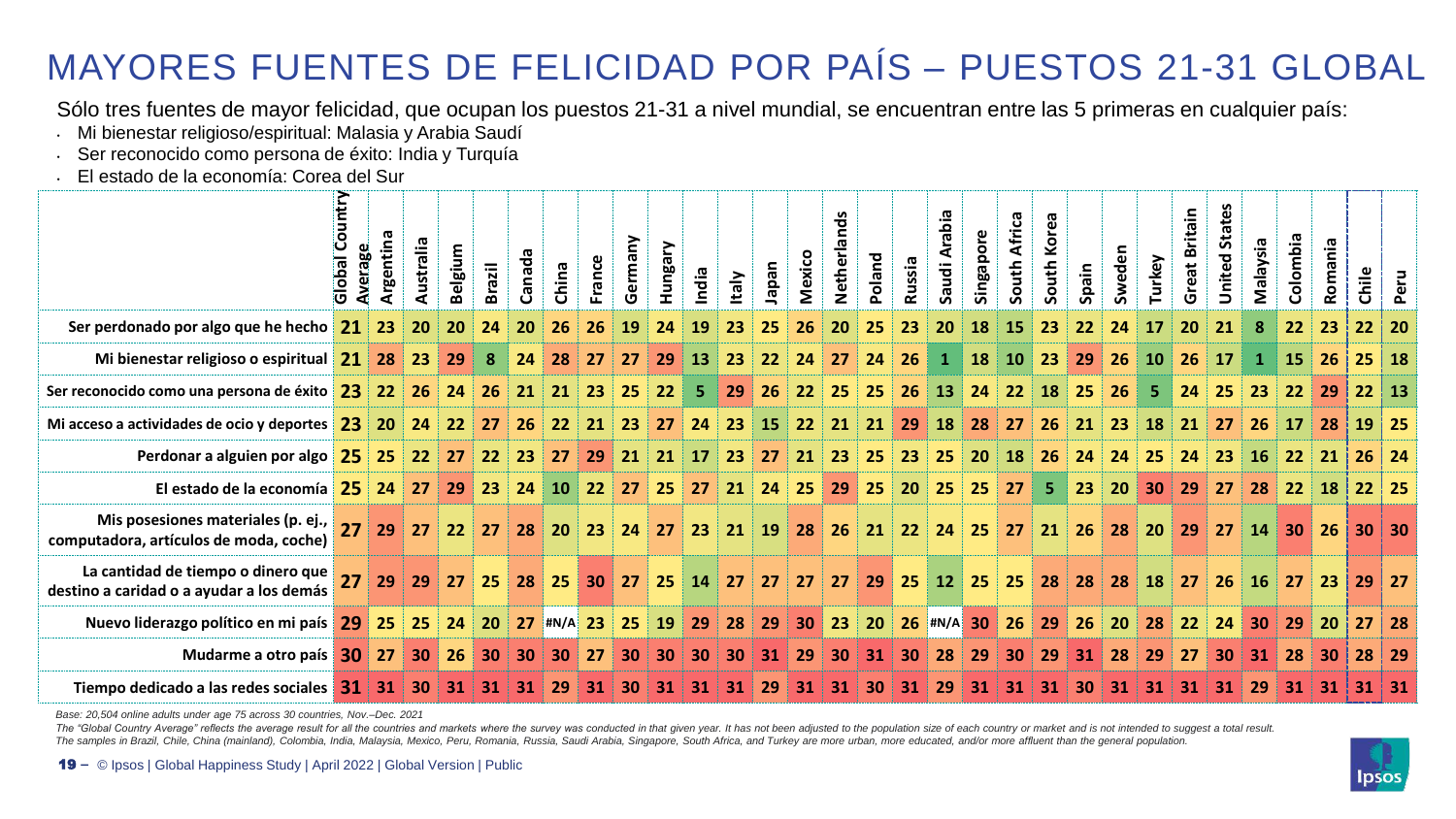# MAYORES FUENTES DE FELICIDAD POR PAÍS – PUESTOS 21-31 GLOBAL

Sólo tres fuentes de mayor felicidad, que ocupan los puestos 21-31 a nivel mundial, se encuentran entre las 5 primeras en cualquier país:

- Mi bienestar religioso/espiritual: Malasia y Arabia Saudí
- Ser reconocido como persona de éxito: India y Turquía
- El estado de la economía: Corea del Sur

| | Global Country Average | Argentina | Australia | Belgium | Brazil | Canada | China | France | Germany | Hungary | India | Italy | Japan | Mexico | Netherlands | Poland | Russia | Saudi Arabia | Singapore | South Africa | South Korea | Spain | Sweden | Turkey | Great Britain | United States | Malaysia | Colombia | Romania | Chile | Peru |
|---|---|---|---|---|---|---|---|---|---|---|---|---|---|---|---|---|---|---|---|---|---|---|---|---|---|---|---|---|---|---|---|
| Ser perdonado por algo que he hecho | 21 | 23 | 20 | 20 | 24 | 20 | 26 | 26 | 19 | 24 | 19 | 23 | 25 | 26 | 20 | 25 | 23 | 20 | 18 | 15 | 23 | 22 | 24 | 17 | 20 | 21 | 8 | 22 | 23 | 22 | 20 |
| Mi bienestar religioso o espiritual | 21 | 28 | 23 | 29 | 8 | 24 | 28 | 27 | 27 | 29 | 13 | 23 | 22 | 24 | 27 | 24 | 26 | 1 | 18 | 10 | 23 | 29 | 26 | 10 | 26 | 17 | 1 | 15 | 26 | 25 | 18 |
| Ser reconocido como una persona de éxito | 23 | 22 | 26 | 24 | 26 | 21 | 21 | 23 | 25 | 22 | 5 | 29 | 26 | 22 | 25 | 25 | 26 | 13 | 24 | 22 | 18 | 25 | 26 | 5 | 24 | 25 | 23 | 22 | 29 | 22 | 13 |
| Mi acceso a actividades de ocio y deportes | 23 | 20 | 24 | 22 | 27 | 26 | 22 | 21 | 23 | 27 | 24 | 23 | 15 | 22 | 21 | 21 | 29 | 18 | 28 | 27 | 26 | 21 | 23 | 18 | 21 | 27 | 26 | 17 | 28 | 19 | 25 |
| Perdonar a alguien por algo | 25 | 25 | 22 | 27 | 22 | 23 | 27 | 29 | 21 | 21 | 17 | 23 | 27 | 21 | 23 | 25 | 23 | 25 | 20 | 18 | 26 | 24 | 24 | 25 | 24 | 23 | 16 | 22 | 21 | 26 | 24 |
| El estado de la economía | 25 | 24 | 27 | 29 | 23 | 24 | 10 | 22 | 27 | 25 | 27 | 21 | 24 | 25 | 29 | 25 | 20 | 25 | 25 | 27 | 5 | 23 | 20 | 30 | 29 | 27 | 28 | 22 | 18 | 22 | 25 |
| Mis posesiones materiales (p. ej., computadora, artículos de moda, coche) | 27 | 29 | 27 | 22 | 27 | 28 | 20 | 23 | 24 | 27 | 23 | 21 | 19 | 28 | 26 | 21 | 22 | 24 | 25 | 27 | 21 | 26 | 28 | 20 | 29 | 27 | 14 | 30 | 26 | 30 | 30 |
| La cantidad de tiempo o dinero que destino a caridad o a ayudar a los demás | 27 | 29 | 29 | 27 | 25 | 28 | 25 | 30 | 27 | 25 | 14 | 27 | 27 | 27 | 27 | 29 | 25 | 12 | 25 | 25 | 28 | 28 | 28 | 18 | 27 | 26 | 16 | 27 | 23 | 29 | 27 |
| Nuevo liderazgo político en mi país | 29 | 25 | 25 | 24 | 20 | 27 | #N/A | 23 | 25 | 19 | 29 | 28 | 29 | 30 | 23 | 20 | 26 | #N/A | 30 | 26 | 29 | 26 | 20 | 28 | 22 | 24 | 30 | 29 | 20 | 27 | 28 |
| Mudarme a otro país | 30 | 27 | 30 | 26 | 30 | 30 | 30 | 27 | 30 | 30 | 30 | 30 | 31 | 29 | 30 | 31 | 30 | 28 | 29 | 30 | 29 | 31 | 28 | 29 | 27 | 30 | 31 | 28 | 30 | 28 | 29 |
| Tiempo dedicado a las redes sociales | 31 | 31 | 30 | 31 | 31 | 31 | 29 | 31 | 30 | 31 | 31 | 31 | 29 | 31 | 31 | 30 | 31 | 29 | 31 | 31 | 31 | 30 | 31 | 31 | 31 | 31 | 29 | 31 | 31 | 31 | 31 |

*Base: 20,504 online adults under age 75 across 30 countries, Nov.–Dec. 2021*

*The "Global Country Average" reflects the average result for all the countries and markets where the survey was conducted in that given year. It has not been adjusted to the population size of each country or market and is not intended to suggest a total result.*

*The samples in Brazil, Chile, China (mainland), Colombia, India, Malaysia, Mexico, Peru, Romania, Russia, Saudi Arabia, Singapore, South Africa, and Turkey are more urban, more educated, and/or more affluent than the general population.*

© Ipsos | Global Happiness Study | April 2022 | Global Version | Public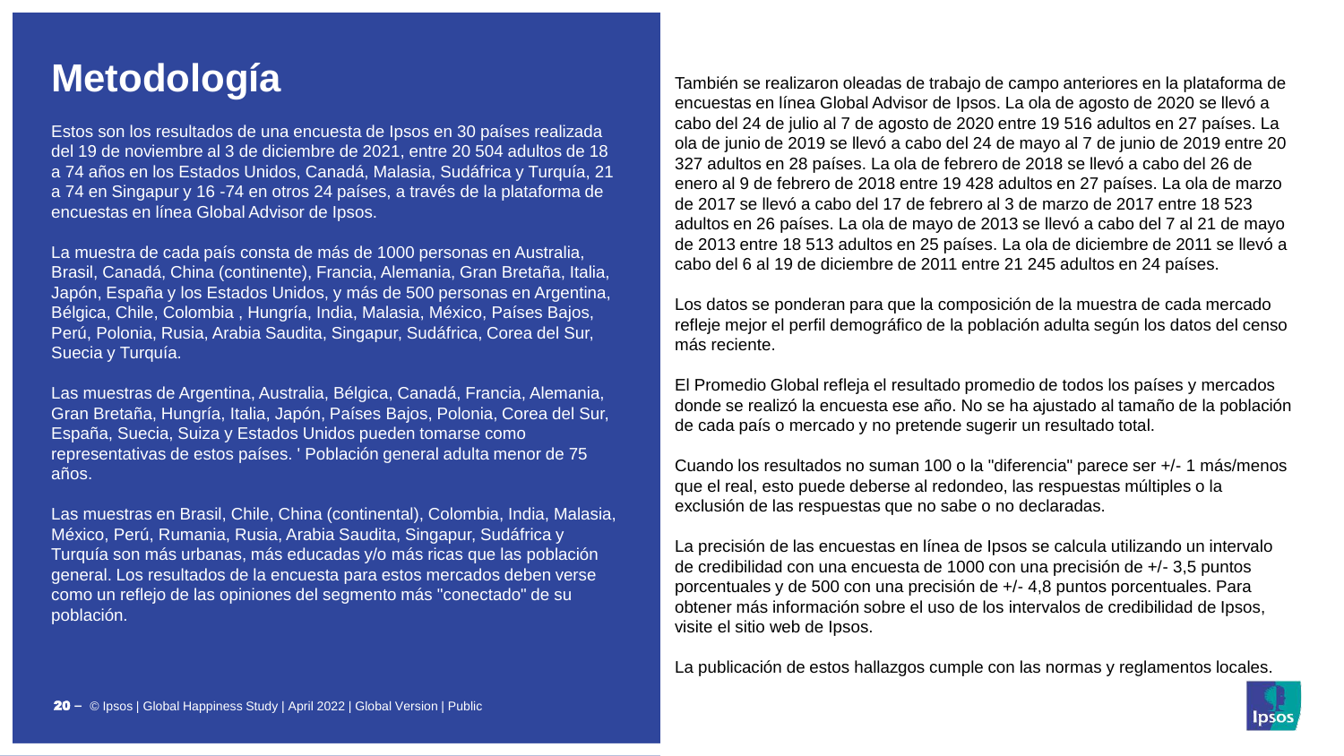# Metodología

Estos son los resultados de una encuesta de Ipsos en 30 países realizada del 19 de noviembre al 3 de diciembre de 2021, entre 20 504 adultos de 18 a 74 años en los Estados Unidos, Canadá, Malasia, Sudáfrica y Turquía, 21 a 74 en Singapur y 16 -74 en otros 24 países, a través de la plataforma de encuestas en línea Global Advisor de Ipsos.

La muestra de cada país consta de más de 1000 personas en Australia, Brasil, Canadá, China (continente), Francia, Alemania, Gran Bretaña, Italia, Japón, España y los Estados Unidos, y más de 500 personas en Argentina, Bélgica, Chile, Colombia , Hungría, India, Malasia, México, Países Bajos, Perú, Polonia, Rusia, Arabia Saudita, Singapur, Sudáfrica, Corea del Sur, Suecia y Turquía.

Las muestras de Argentina, Australia, Bélgica, Canadá, Francia, Alemania, Gran Bretaña, Hungría, Italia, Japón, Países Bajos, Polonia, Corea del Sur, España, Suecia, Suiza y Estados Unidos pueden tomarse como representativas de estos países. ' Población general adulta menor de 75 años.

Las muestras en Brasil, Chile, China (continental), Colombia, India, Malasia, México, Perú, Rumania, Rusia, Arabia Saudita, Singapur, Sudáfrica y Turquía son más urbanas, más educadas y/o más ricas que las población general. Los resultados de la encuesta para estos mercados deben verse como un reflejo de las opiniones del segmento más "conectado" de su población.

También se realizaron oleadas de trabajo de campo anteriores en la plataforma de encuestas en línea Global Advisor de Ipsos. La ola de agosto de 2020 se llevó a cabo del 24 de julio al 7 de agosto de 2020 entre 19 516 adultos en 27 países. La ola de junio de 2019 se llevó a cabo del 24 de mayo al 7 de junio de 2019 entre 20 327 adultos en 28 países. La ola de febrero de 2018 se llevó a cabo del 26 de enero al 9 de febrero de 2018 entre 19 428 adultos en 27 países. La ola de marzo de 2017 se llevó a cabo del 17 de febrero al 3 de marzo de 2017 entre 18 523 adultos en 26 países. La ola de mayo de 2013 se llevó a cabo del 7 al 21 de mayo de 2013 entre 18 513 adultos en 25 países. La ola de diciembre de 2011 se llevó a cabo del 6 al 19 de diciembre de 2011 entre 21 245 adultos en 24 países.

Los datos se ponderan para que la composición de la muestra de cada mercado refleje mejor el perfil demográfico de la población adulta según los datos del censo más reciente.

El Promedio Global refleja el resultado promedio de todos los países y mercados donde se realizó la encuesta ese año. No se ha ajustado al tamaño de la población de cada país o mercado y no pretende sugerir un resultado total.

Cuando los resultados no suman 100 o la "diferencia" parece ser +/- 1 más/menos que el real, esto puede deberse al redondeo, las respuestas múltiples o la exclusión de las respuestas que no sabe o no declaradas.

La precisión de las encuestas en línea de Ipsos se calcula utilizando un intervalo de credibilidad con una encuesta de 1000 con una precisión de +/- 3,5 puntos porcentuales y de 500 con una precisión de +/- 4,8 puntos porcentuales. Para obtener más información sobre el uso de los intervalos de credibilidad de Ipsos, visite el sitio web de Ipsos.

La publicación de estos hallazgos cumple con las normas y reglamentos locales.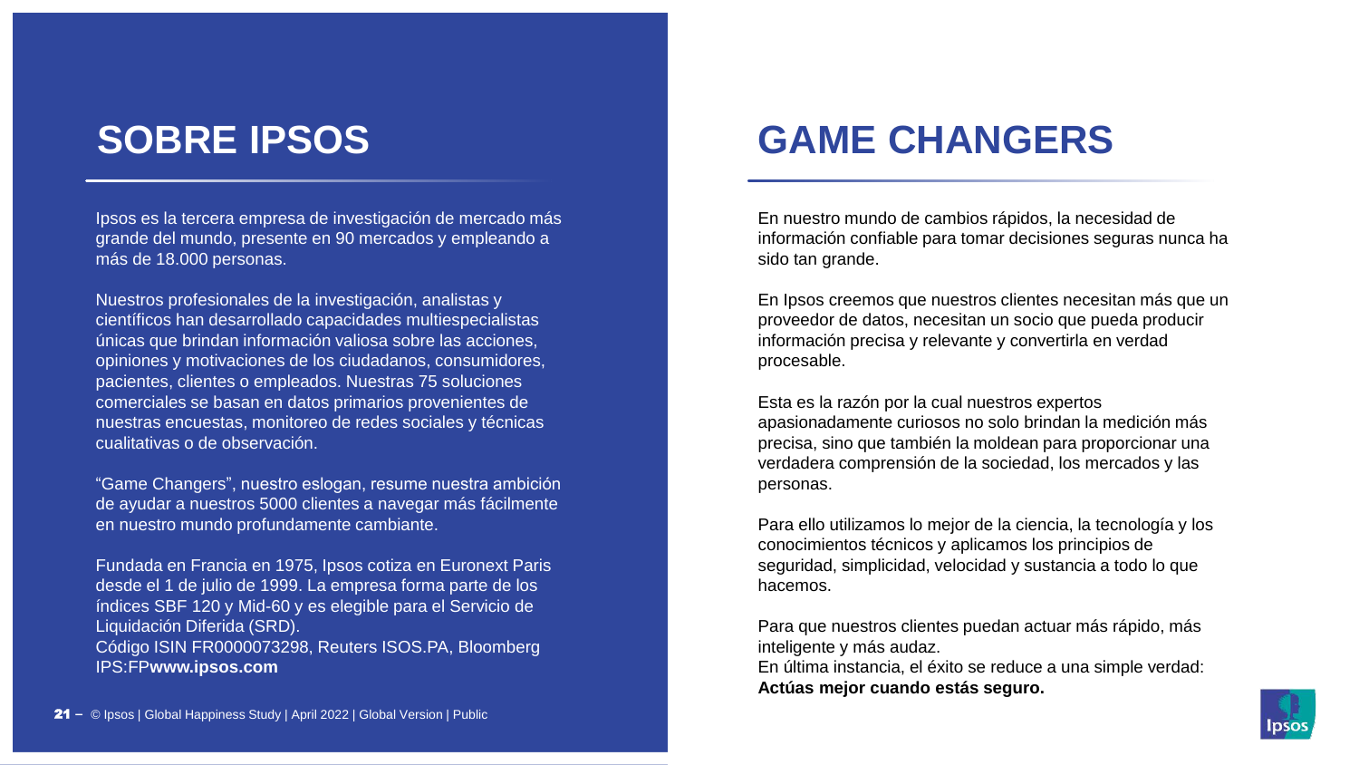# SOBRE IPSOS

Ipsos es la tercera empresa de investigación de mercado más grande del mundo, presente en 90 mercados y empleando a más de 18.000 personas.

Nuestros profesionales de la investigación, analistas y científicos han desarrollado capacidades multiespecialistas únicas que brindan información valiosa sobre las acciones, opiniones y motivaciones de los ciudadanos, consumidores, pacientes, clientes o empleados. Nuestras 75 soluciones comerciales se basan en datos primarios provenientes de nuestras encuestas, monitoreo de redes sociales y técnicas cualitativas o de observación.

"Game Changers", nuestro eslogan, resume nuestra ambición de ayudar a nuestros 5000 clientes a navegar más fácilmente en nuestro mundo profundamente cambiante.

Fundada en Francia en 1975, Ipsos cotiza en Euronext Paris desde el 1 de julio de 1999. La empresa forma parte de los índices SBF 120 y Mid-60 y es elegible para el Servicio de Liquidación Diferida (SRD).
Código ISIN FR0000073298, Reuters ISOS.PA, Bloomberg IPS:FP**www.ipsos.com**

# GAME CHANGERS

En nuestro mundo de cambios rápidos, la necesidad de información confiable para tomar decisiones seguras nunca ha sido tan grande.

En Ipsos creemos que nuestros clientes necesitan más que un proveedor de datos, necesitan un socio que pueda producir información precisa y relevante y convertirla en verdad procesable.

Esta es la razón por la cual nuestros expertos apasionadamente curiosos no solo brindan la medición más precisa, sino que también la moldean para proporcionar una verdadera comprensión de la sociedad, los mercados y las personas.

Para ello utilizamos lo mejor de la ciencia, la tecnología y los conocimientos técnicos y aplicamos los principios de seguridad, simplicidad, velocidad y sustancia a todo lo que hacemos.

Para que nuestros clientes puedan actuar más rápido, más inteligente y más audaz.
En última instancia, el éxito se reduce a una simple verdad:
**Actúas mejor cuando estás seguro.**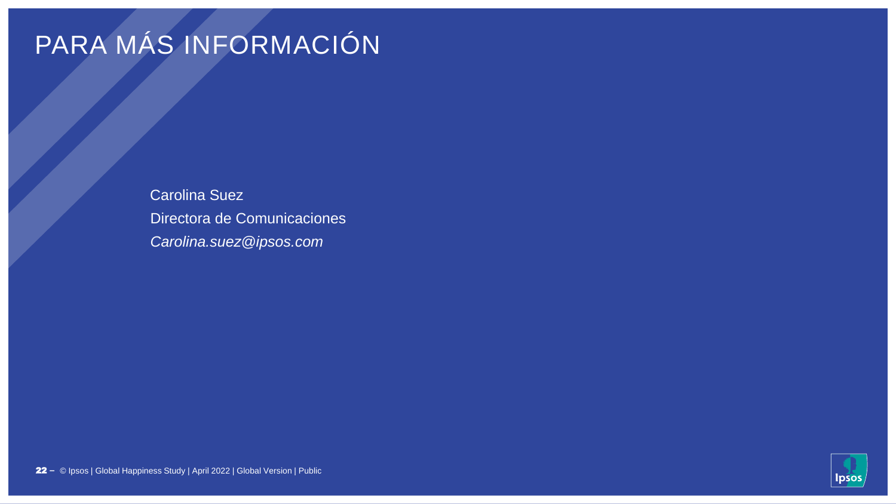# PARA MÁS INFORMACIÓN

Carolina Suez

Directora de Comunicaciones

*Carolina.suez@ipsos.com*